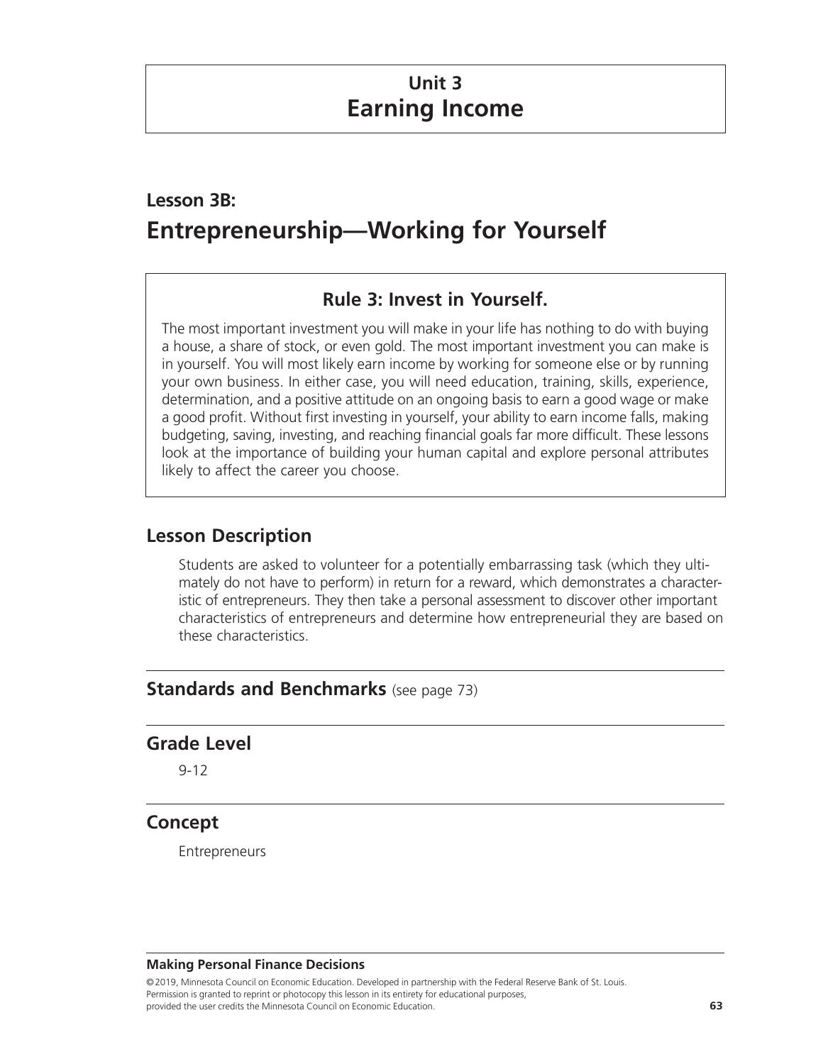# Unit 3
# Earning Income

## Lesson 3B:
## Entrepreneurship—Working for Yourself

### Rule 3: Invest in Yourself.

The most important investment you will make in your life has nothing to do with buying a house, a share of stock, or even gold. The most important investment you can make is in yourself. You will most likely earn income by working for someone else or by running your own business. In either case, you will need education, training, skills, experience, determination, and a positive attitude on an ongoing basis to earn a good wage or make a good profit. Without first investing in yourself, your ability to earn income falls, making budgeting, saving, investing, and reaching financial goals far more difficult. These lessons look at the importance of building your human capital and explore personal attributes likely to affect the career you choose.

## Lesson Description

Students are asked to volunteer for a potentially embarrassing task (which they ultimately do not have to perform) in return for a reward, which demonstrates a characteristic of entrepreneurs. They then take a personal assessment to discover other important characteristics of entrepreneurs and determine how entrepreneurial they are based on these characteristics.

## Standards and Benchmarks (see page 73)

## Grade Level

9-12

## Concept

Entrepreneurs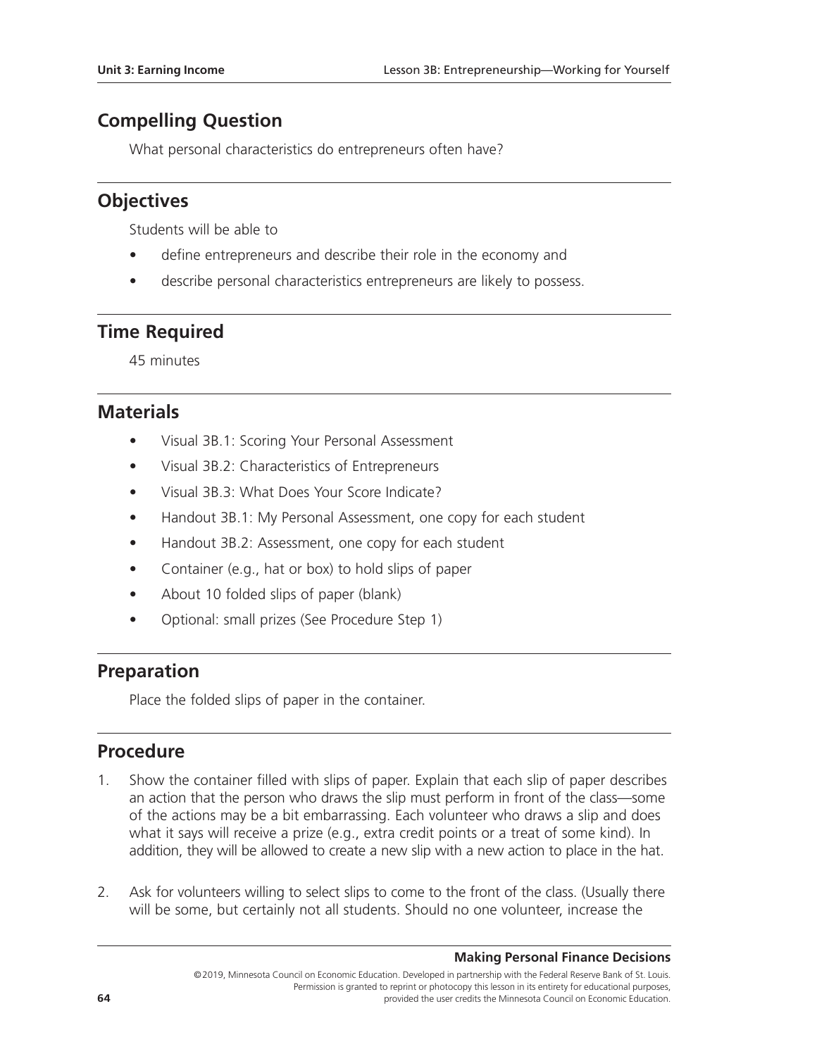## Compelling Question

What personal characteristics do entrepreneurs often have?

## Objectives

Students will be able to

- define entrepreneurs and describe their role in the economy and
- describe personal characteristics entrepreneurs are likely to possess.

## Time Required

45 minutes

## Materials

- Visual 3B.1: Scoring Your Personal Assessment
- Visual 3B.2: Characteristics of Entrepreneurs
- Visual 3B.3: What Does Your Score Indicate?
- Handout 3B.1: My Personal Assessment, one copy for each student
- Handout 3B.2: Assessment, one copy for each student
- Container (e.g., hat or box) to hold slips of paper
- About 10 folded slips of paper (blank)
- Optional: small prizes (See Procedure Step 1)

## Preparation

Place the folded slips of paper in the container.

## Procedure

1. Show the container filled with slips of paper. Explain that each slip of paper describes an action that the person who draws the slip must perform in front of the class—some of the actions may be a bit embarrassing. Each volunteer who draws a slip and does what it says will receive a prize (e.g., extra credit points or a treat of some kind). In addition, they will be allowed to create a new slip with a new action to place in the hat.

2. Ask for volunteers willing to select slips to come to the front of the class. (Usually there will be some, but certainly not all students. Should no one volunteer, increase the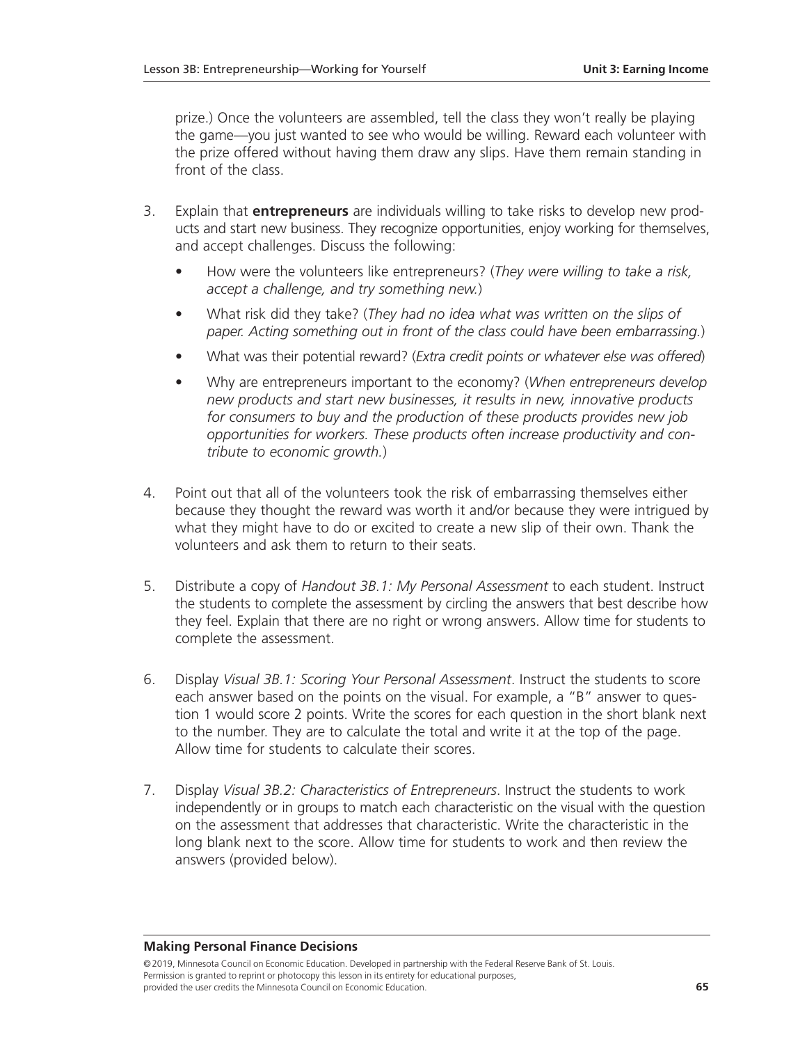prize.) Once the volunteers are assembled, tell the class they won't really be playing the game—you just wanted to see who would be willing. Reward each volunteer with the prize offered without having them draw any slips. Have them remain standing in front of the class.

3. Explain that **entrepreneurs** are individuals willing to take risks to develop new products and start new business. They recognize opportunities, enjoy working for themselves, and accept challenges. Discuss the following:
   - How were the volunteers like entrepreneurs? (*They were willing to take a risk, accept a challenge, and try something new.*)
   - What risk did they take? (*They had no idea what was written on the slips of paper. Acting something out in front of the class could have been embarrassing.*)
   - What was their potential reward? (*Extra credit points or whatever else was offered*)
   - Why are entrepreneurs important to the economy? (*When entrepreneurs develop new products and start new businesses, it results in new, innovative products for consumers to buy and the production of these products provides new job opportunities for workers. These products often increase productivity and contribute to economic growth.*)

4. Point out that all of the volunteers took the risk of embarrassing themselves either because they thought the reward was worth it and/or because they were intrigued by what they might have to do or excited to create a new slip of their own. Thank the volunteers and ask them to return to their seats.

5. Distribute a copy of *Handout 3B.1: My Personal Assessment* to each student. Instruct the students to complete the assessment by circling the answers that best describe how they feel. Explain that there are no right or wrong answers. Allow time for students to complete the assessment.

6. Display *Visual 3B.1: Scoring Your Personal Assessment*. Instruct the students to score each answer based on the points on the visual. For example, a "B" answer to question 1 would score 2 points. Write the scores for each question in the short blank next to the number. They are to calculate the total and write it at the top of the page. Allow time for students to calculate their scores.

7. Display *Visual 3B.2: Characteristics of Entrepreneurs*. Instruct the students to work independently or in groups to match each characteristic on the visual with the question on the assessment that addresses that characteristic. Write the characteristic in the long blank next to the score. Allow time for students to work and then review the answers (provided below).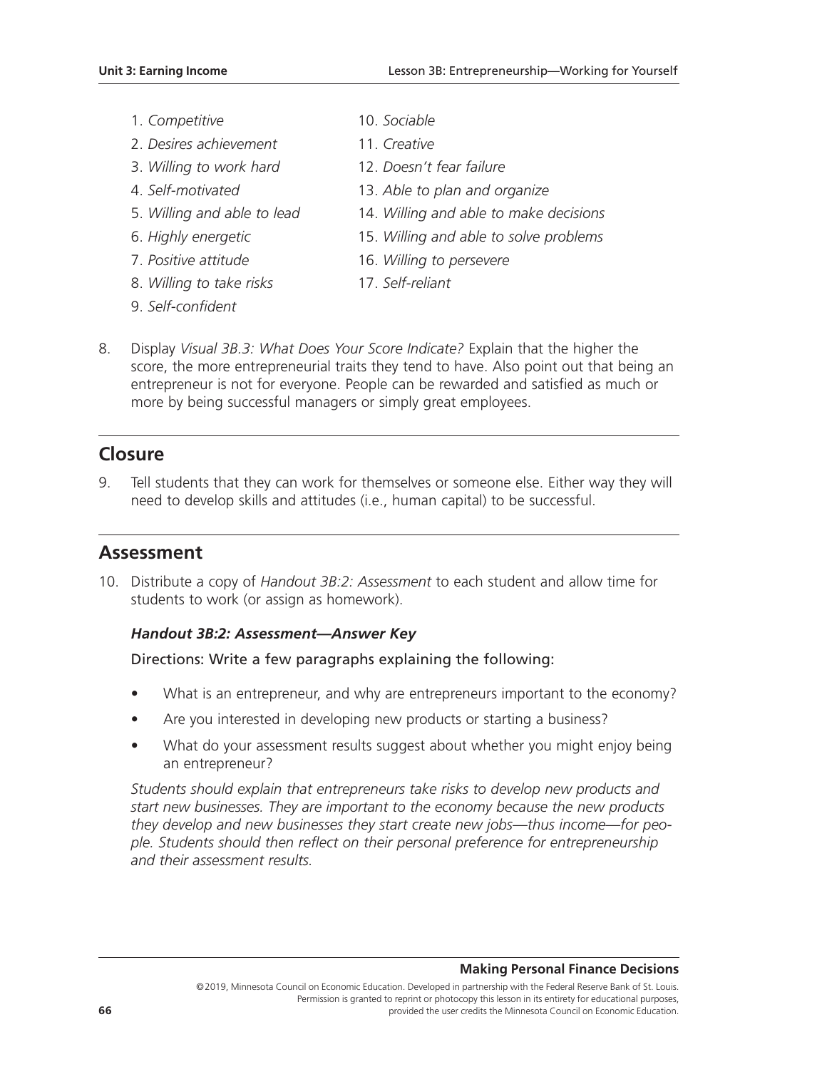1. *Competitive*
2. *Desires achievement*
3. *Willing to work hard*
4. *Self-motivated*
5. *Willing and able to lead*
6. *Highly energetic*
7. *Positive attitude*
8. *Willing to take risks*
9. *Self-confident*
10. *Sociable*
11. *Creative*
12. *Doesn't fear failure*
13. *Able to plan and organize*
14. *Willing and able to make decisions*
15. *Willing and able to solve problems*
16. *Willing to persevere*
17. *Self-reliant*

8. Display *Visual 3B.3: What Does Your Score Indicate?* Explain that the higher the score, the more entrepreneurial traits they tend to have. Also point out that being an entrepreneur is not for everyone. People can be rewarded and satisfied as much or more by being successful managers or simply great employees.

## Closure

9. Tell students that they can work for themselves or someone else. Either way they will need to develop skills and attitudes (i.e., human capital) to be successful.

## Assessment

10. Distribute a copy of *Handout 3B:2: Assessment* to each student and allow time for students to work (or assign as homework).

***Handout 3B:2: Assessment—Answer Key***

Directions: Write a few paragraphs explaining the following:

- What is an entrepreneur, and why are entrepreneurs important to the economy?
- Are you interested in developing new products or starting a business?
- What do your assessment results suggest about whether you might enjoy being an entrepreneur?

*Students should explain that entrepreneurs take risks to develop new products and start new businesses. They are important to the economy because the new products they develop and new businesses they start create new jobs—thus income—for people. Students should then reflect on their personal preference for entrepreneurship and their assessment results.*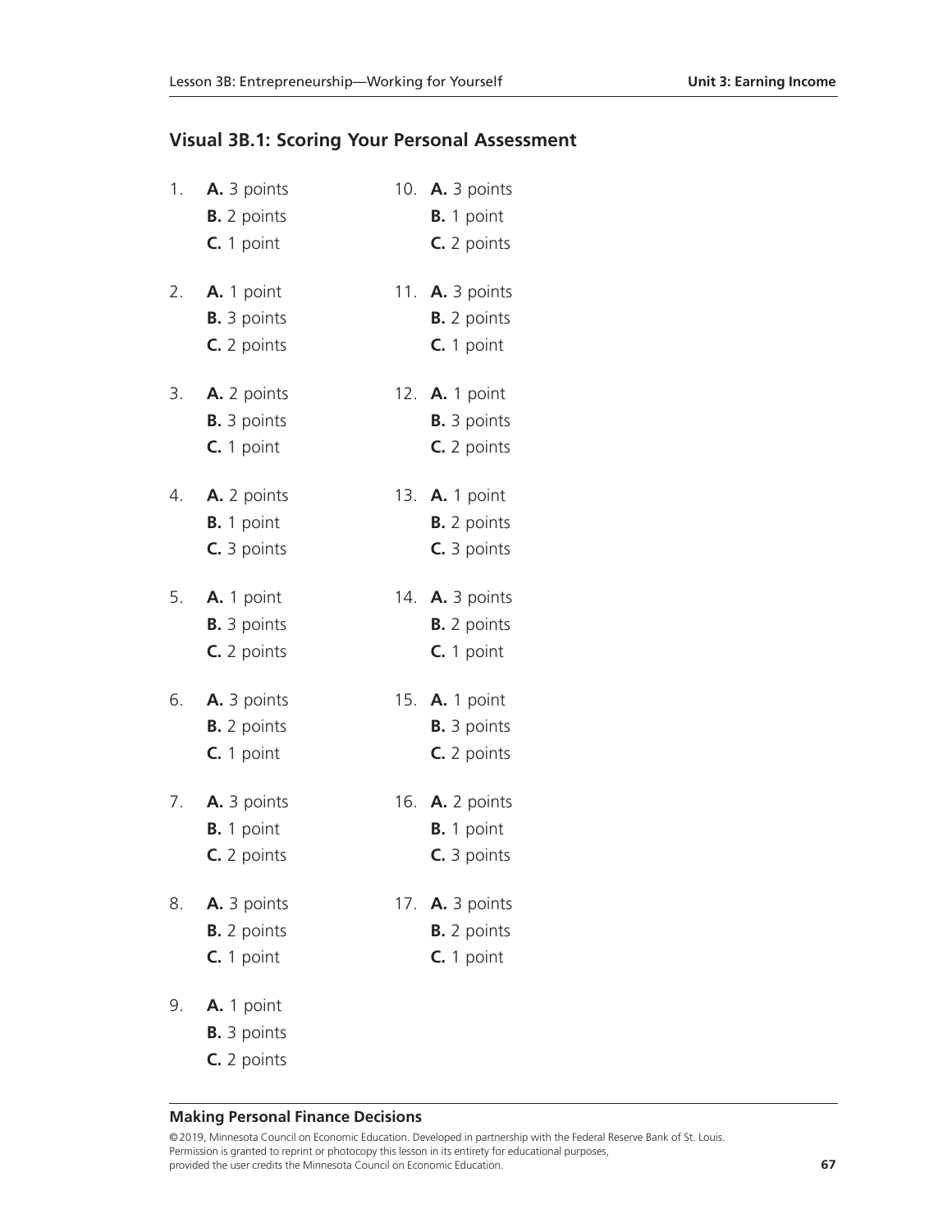## Visual 3B.1: Scoring Your Personal Assessment

1. **A.** 3 points
   **B.** 2 points
   **C.** 1 point

2. **A.** 1 point
   **B.** 3 points
   **C.** 2 points

3. **A.** 2 points
   **B.** 3 points
   **C.** 1 point

4. **A.** 2 points
   **B.** 1 point
   **C.** 3 points

5. **A.** 1 point
   **B.** 3 points
   **C.** 2 points

6. **A.** 3 points
   **B.** 2 points
   **C.** 1 point

7. **A.** 3 points
   **B.** 1 point
   **C.** 2 points

8. **A.** 3 points
   **B.** 2 points
   **C.** 1 point

9. **A.** 1 point
   **B.** 3 points
   **C.** 2 points

10. **A.** 3 points
    **B.** 1 point
    **C.** 2 points

11. **A.** 3 points
    **B.** 2 points
    **C.** 1 point

12. **A.** 1 point
    **B.** 3 points
    **C.** 2 points

13. **A.** 1 point
    **B.** 2 points
    **C.** 3 points

14. **A.** 3 points
    **B.** 2 points
    **C.** 1 point

15. **A.** 1 point
    **B.** 3 points
    **C.** 2 points

16. **A.** 2 points
    **B.** 1 point
    **C.** 3 points

17. **A.** 3 points
    **B.** 2 points
    **C.** 1 point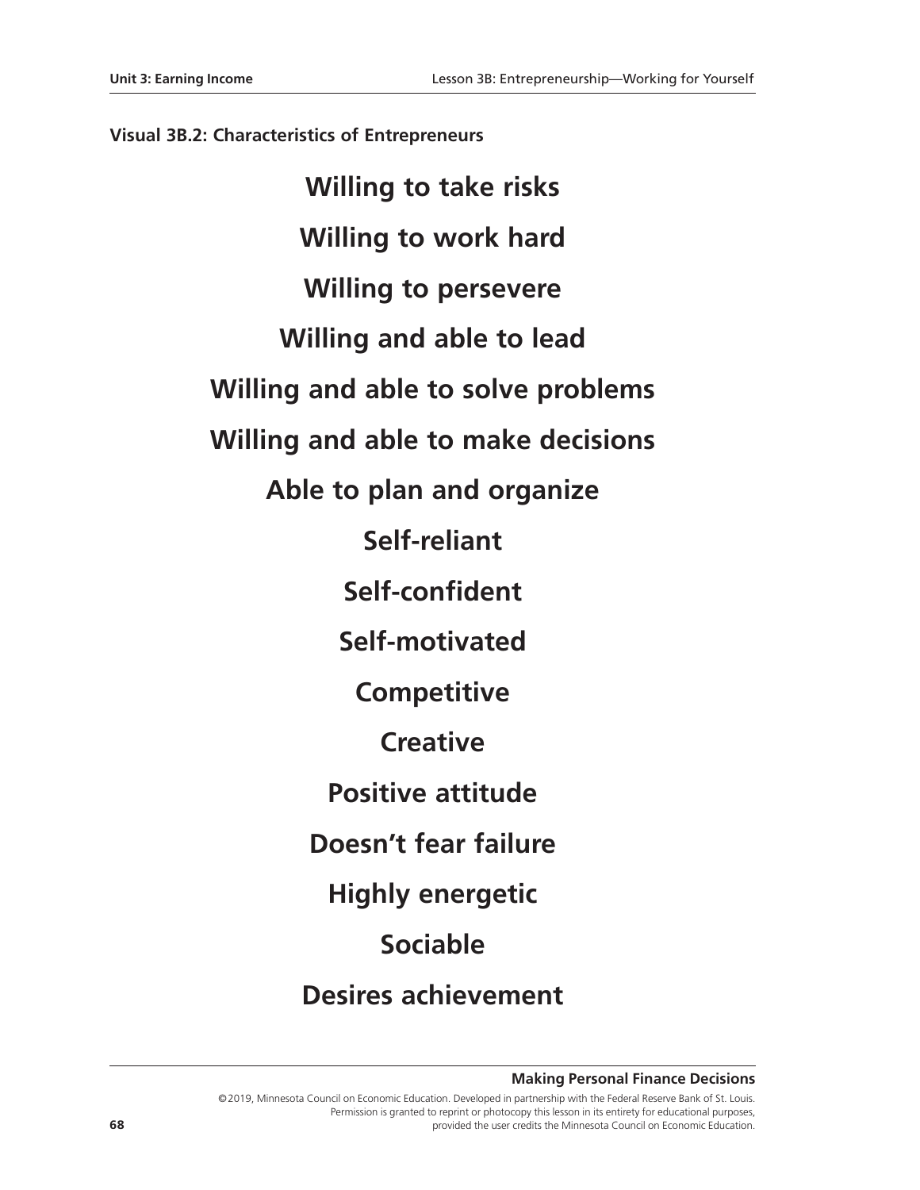### Visual 3B.2: Characteristics of Entrepreneurs

**Willing to take risks**

**Willing to work hard**

**Willing to persevere**

**Willing and able to lead**

**Willing and able to solve problems**

**Willing and able to make decisions**

**Able to plan and organize**

**Self-reliant**

**Self-confident**

**Self-motivated**

**Competitive**

**Creative**

**Positive attitude**

**Doesn't fear failure**

**Highly energetic**

**Sociable**

**Desires achievement**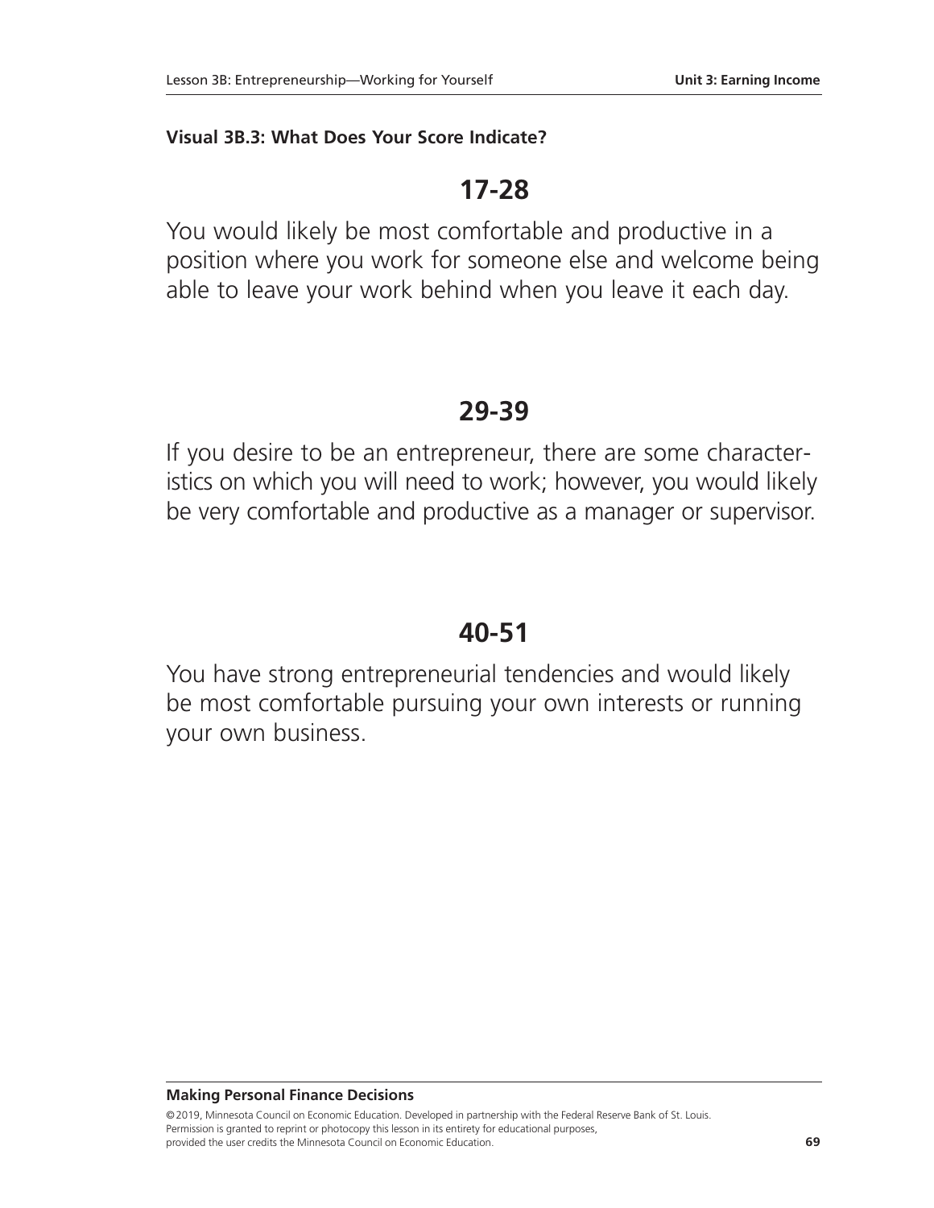**Visual 3B.3: What Does Your Score Indicate?**

## 17-28

You would likely be most comfortable and productive in a position where you work for someone else and welcome being able to leave your work behind when you leave it each day.

## 29-39

If you desire to be an entrepreneur, there are some characteristics on which you will need to work; however, you would likely be very comfortable and productive as a manager or supervisor.

## 40-51

You have strong entrepreneurial tendencies and would likely be most comfortable pursuing your own interests or running your own business.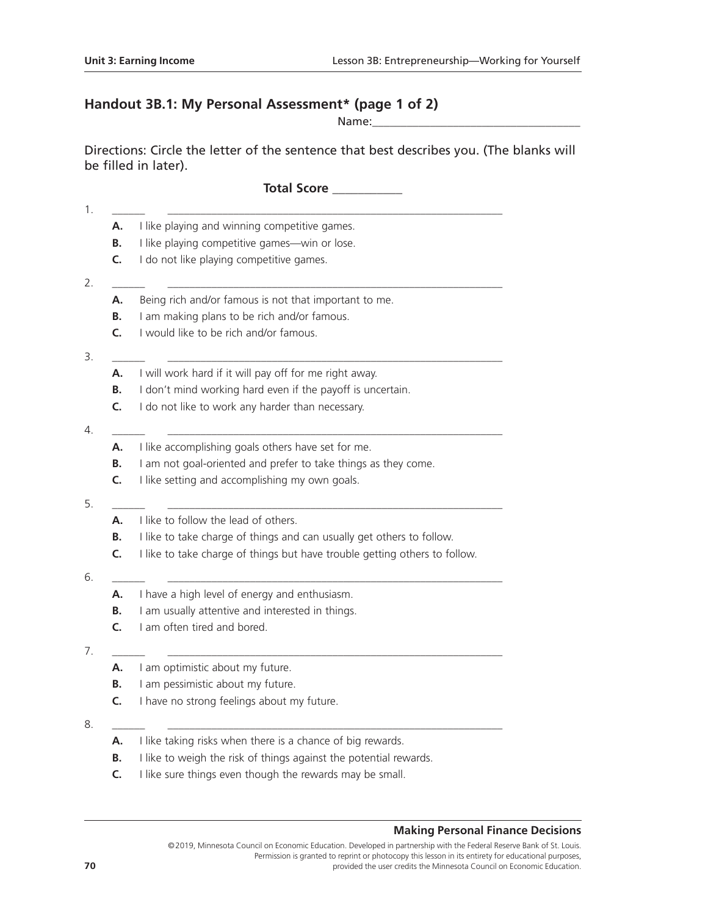## Handout 3B.1: My Personal Assessment* (page 1 of 2)

Name:___________________________________

Directions: Circle the letter of the sentence that best describes you. (The blanks will be filled in later).

**Total Score** ___________

1. ______ ____________________________________________________________
   - **A.** I like playing and winning competitive games.
   - **B.** I like playing competitive games—win or lose.
   - **C.** I do not like playing competitive games.

2. ______ ____________________________________________________________
   - **A.** Being rich and/or famous is not that important to me.
   - **B.** I am making plans to be rich and/or famous.
   - **C.** I would like to be rich and/or famous.

3. ______ ____________________________________________________________
   - **A.** I will work hard if it will pay off for me right away.
   - **B.** I don't mind working hard even if the payoff is uncertain.
   - **C.** I do not like to work any harder than necessary.

4. ______ ____________________________________________________________
   - **A.** I like accomplishing goals others have set for me.
   - **B.** I am not goal-oriented and prefer to take things as they come.
   - **C.** I like setting and accomplishing my own goals.

5. ______ ____________________________________________________________
   - **A.** I like to follow the lead of others.
   - **B.** I like to take charge of things and can usually get others to follow.
   - **C.** I like to take charge of things but have trouble getting others to follow.

6. ______ ____________________________________________________________
   - **A.** I have a high level of energy and enthusiasm.
   - **B.** I am usually attentive and interested in things.
   - **C.** I am often tired and bored.

7. ______ ____________________________________________________________
   - **A.** I am optimistic about my future.
   - **B.** I am pessimistic about my future.
   - **C.** I have no strong feelings about my future.

8. ______ ____________________________________________________________
   - **A.** I like taking risks when there is a chance of big rewards.
   - **B.** I like to weigh the risk of things against the potential rewards.
   - **C.** I like sure things even though the rewards may be small.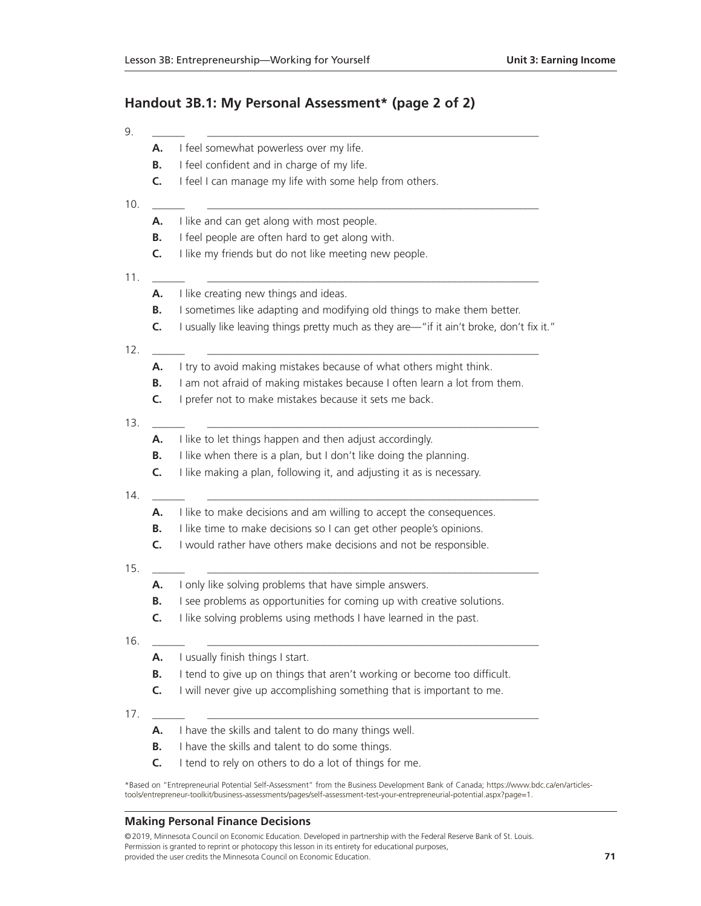## Handout 3B.1: My Personal Assessment* (page 2 of 2)

9. ______ ____________________________________________________________
   - **A.** I feel somewhat powerless over my life.
   - **B.** I feel confident and in charge of my life.
   - **C.** I feel I can manage my life with some help from others.

10. ______ ____________________________________________________________
    - **A.** I like and can get along with most people.
    - **B.** I feel people are often hard to get along with.
    - **C.** I like my friends but do not like meeting new people.

11. ______ ____________________________________________________________
    - **A.** I like creating new things and ideas.
    - **B.** I sometimes like adapting and modifying old things to make them better.
    - **C.** I usually like leaving things pretty much as they are—"if it ain't broke, don't fix it."

12. ______ ____________________________________________________________
    - **A.** I try to avoid making mistakes because of what others might think.
    - **B.** I am not afraid of making mistakes because I often learn a lot from them.
    - **C.** I prefer not to make mistakes because it sets me back.

13. ______ ____________________________________________________________
    - **A.** I like to let things happen and then adjust accordingly.
    - **B.** I like when there is a plan, but I don't like doing the planning.
    - **C.** I like making a plan, following it, and adjusting it as is necessary.

14. ______ ____________________________________________________________
    - **A.** I like to make decisions and am willing to accept the consequences.
    - **B.** I like time to make decisions so I can get other people's opinions.
    - **C.** I would rather have others make decisions and not be responsible.

15. ______ ____________________________________________________________
    - **A.** I only like solving problems that have simple answers.
    - **B.** I see problems as opportunities for coming up with creative solutions.
    - **C.** I like solving problems using methods I have learned in the past.

16. ______ ____________________________________________________________
    - **A.** I usually finish things I start.
    - **B.** I tend to give up on things that aren't working or become too difficult.
    - **C.** I will never give up accomplishing something that is important to me.

17. ______ ____________________________________________________________
    - **A.** I have the skills and talent to do many things well.
    - **B.** I have the skills and talent to do some things.
    - **C.** I tend to rely on others to do a lot of things for me.

*Based on "Entrepreneurial Potential Self-Assessment" from the Business Development Bank of Canada; https://www.bdc.ca/en/articles-tools/entrepreneur-toolkit/business-assessments/pages/self-assessment-test-your-entrepreneurial-potential.aspx?page=1.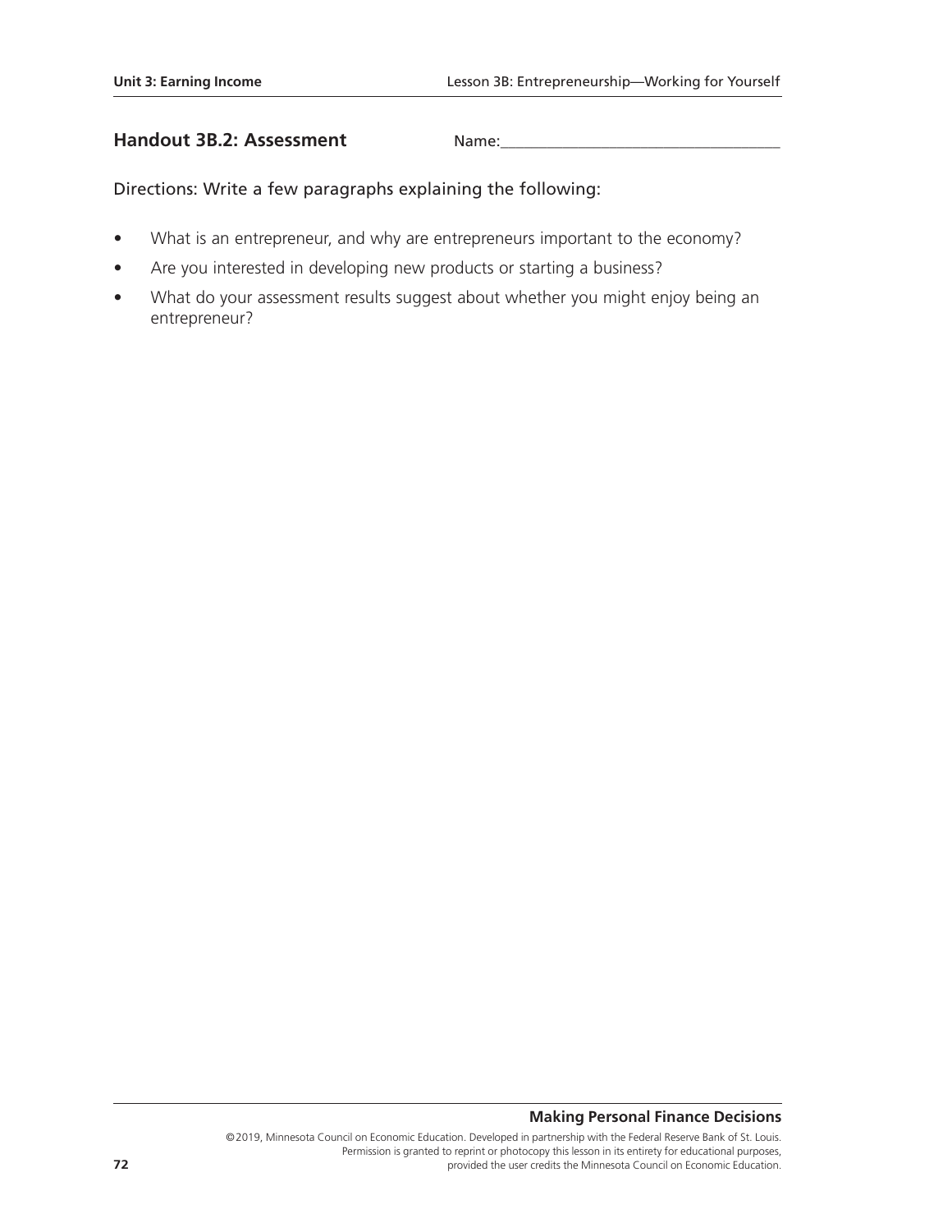## Handout 3B.2: Assessment

Name:___________________________________

Directions: Write a few paragraphs explaining the following:

- What is an entrepreneur, and why are entrepreneurs important to the economy?
- Are you interested in developing new products or starting a business?
- What do your assessment results suggest about whether you might enjoy being an entrepreneur?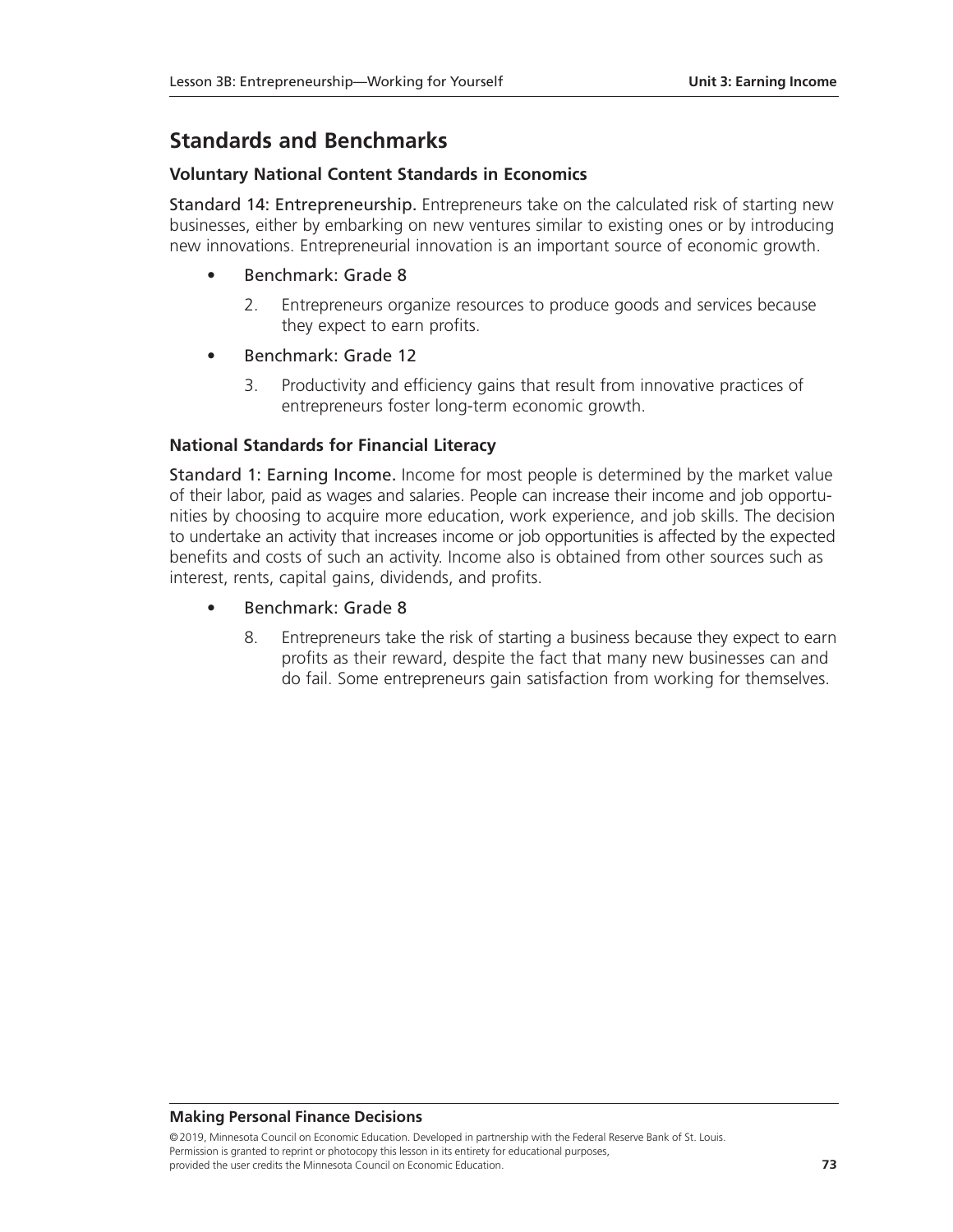## Standards and Benchmarks

### Voluntary National Content Standards in Economics

Standard 14: Entrepreneurship. Entrepreneurs take on the calculated risk of starting new businesses, either by embarking on new ventures similar to existing ones or by introducing new innovations. Entrepreneurial innovation is an important source of economic growth.

- Benchmark: Grade 8
  2. Entrepreneurs organize resources to produce goods and services because they expect to earn profits.
- Benchmark: Grade 12
  3. Productivity and efficiency gains that result from innovative practices of entrepreneurs foster long-term economic growth.

### National Standards for Financial Literacy

Standard 1: Earning Income. Income for most people is determined by the market value of their labor, paid as wages and salaries. People can increase their income and job opportunities by choosing to acquire more education, work experience, and job skills. The decision to undertake an activity that increases income or job opportunities is affected by the expected benefits and costs of such an activity. Income also is obtained from other sources such as interest, rents, capital gains, dividends, and profits.

- Benchmark: Grade 8
  8. Entrepreneurs take the risk of starting a business because they expect to earn profits as their reward, despite the fact that many new businesses can and do fail. Some entrepreneurs gain satisfaction from working for themselves.